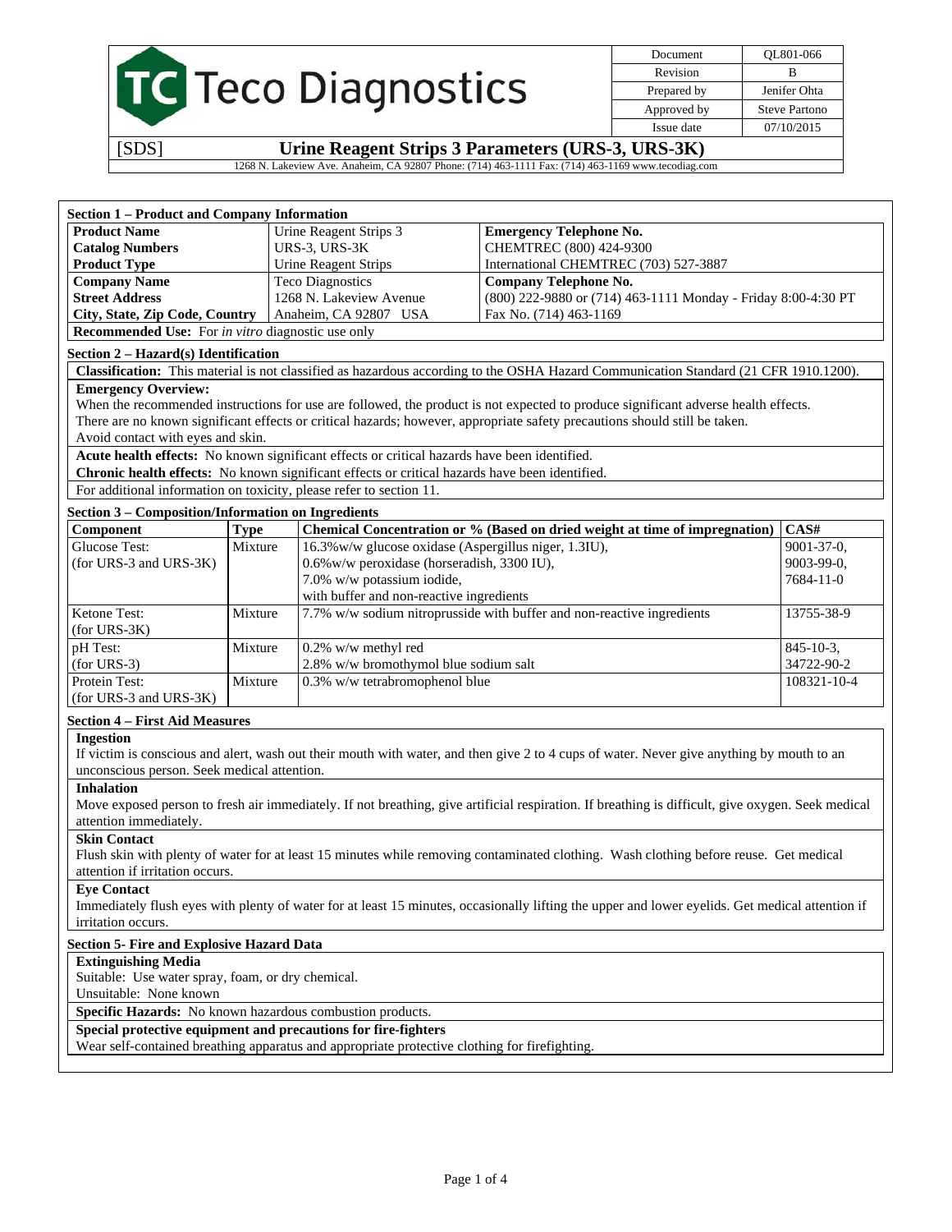# Teco Diagnostics

| Document | QL801-066 |
|---|---|
| Revision | B |
| Prepared by | Jenifer Ohta |
| Approved by | Steve Partono |
| Issue date | 07/10/2015 |

[SDS] **Urine Reagent Strips 3 Parameters (URS-3, URS-3K)**

1268 N. Lakeview Ave. Anaheim, CA 92807 Phone: (714) 463-1111 Fax: (714) 463-1169 www.tecodiag.com

## Section 1 – Product and Company Information

| | | |
|---|---|---|
| **Product Name** | Urine Reagent Strips 3 | **Emergency Telephone No.** |
| **Catalog Numbers** | URS-3, URS-3K | CHEMTREC (800) 424-9300 |
| **Product Type** | Urine Reagent Strips | International CHEMTREC (703) 527-3887 |
| **Company Name** | Teco Diagnostics | **Company Telephone No.** |
| **Street Address** | 1268 N. Lakeview Avenue | (800) 222-9880 or (714) 463-1111 Monday - Friday 8:00-4:30 PT |
| **City, State, Zip Code, Country** | Anaheim, CA 92807 USA | Fax No. (714) 463-1169 |

**Recommended Use:** For *in vitro* diagnostic use only

## Section 2 – Hazard(s) Identification

**Classification:** This material is not classified as hazardous according to the OSHA Hazard Communication Standard (21 CFR 1910.1200).

**Emergency Overview:**
When the recommended instructions for use are followed, the product is not expected to produce significant adverse health effects.
There are no known significant effects or critical hazards; however, appropriate safety precautions should still be taken.
Avoid contact with eyes and skin.

**Acute health effects:** No known significant effects or critical hazards have been identified.

**Chronic health effects:** No known significant effects or critical hazards have been identified.

For additional information on toxicity, please refer to section 11.

## Section 3 – Composition/Information on Ingredients

| Component | Type | Chemical Concentration or % (Based on dried weight at time of impregnation) | CAS# |
|---|---|---|---|
| Glucose Test: (for URS-3 and URS-3K) | Mixture | 16.3%w/w glucose oxidase (Aspergillus niger, 1.3IU), 0.6%w/w peroxidase (horseradish, 3300 IU), 7.0% w/w potassium iodide, with buffer and non-reactive ingredients | 9001-37-0, 9003-99-0, 7684-11-0 |
| Ketone Test: (for URS-3K) | Mixture | 7.7% w/w sodium nitroprusside with buffer and non-reactive ingredients | 13755-38-9 |
| pH Test: (for URS-3) | Mixture | 0.2% w/w methyl red 2.8% w/w bromothymol blue sodium salt | 845-10-3, 34722-90-2 |
| Protein Test: (for URS-3 and URS-3K) | Mixture | 0.3% w/w tetrabromophenol blue | 108321-10-4 |

## Section 4 – First Aid Measures

**Ingestion**
If victim is conscious and alert, wash out their mouth with water, and then give 2 to 4 cups of water. Never give anything by mouth to an unconscious person. Seek medical attention.

**Inhalation**
Move exposed person to fresh air immediately. If not breathing, give artificial respiration. If breathing is difficult, give oxygen. Seek medical attention immediately.

**Skin Contact**
Flush skin with plenty of water for at least 15 minutes while removing contaminated clothing. Wash clothing before reuse. Get medical attention if irritation occurs.

**Eye Contact**
Immediately flush eyes with plenty of water for at least 15 minutes, occasionally lifting the upper and lower eyelids. Get medical attention if irritation occurs.

## Section 5- Fire and Explosive Hazard Data

**Extinguishing Media**
Suitable: Use water spray, foam, or dry chemical.
Unsuitable: None known

**Specific Hazards:** No known hazardous combustion products.

**Special protective equipment and precautions for fire-fighters**
Wear self-contained breathing apparatus and appropriate protective clothing for firefighting.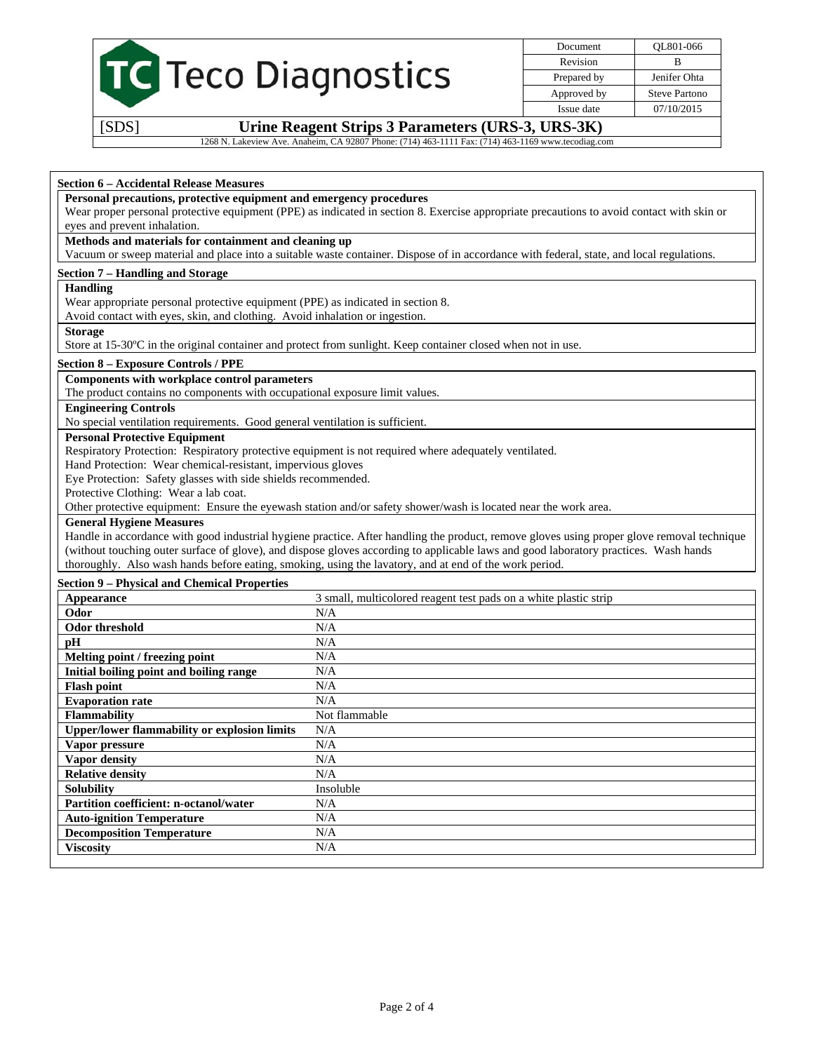## Section 6 – Accidental Release Measures

**Personal precautions, protective equipment and emergency procedures**

Wear proper personal protective equipment (PPE) as indicated in section 8. Exercise appropriate precautions to avoid contact with skin or eyes and prevent inhalation.

**Methods and materials for containment and cleaning up**

Vacuum or sweep material and place into a suitable waste container. Dispose of in accordance with federal, state, and local regulations.

## Section 7 – Handling and Storage

**Handling**

Wear appropriate personal protective equipment (PPE) as indicated in section 8.
Avoid contact with eyes, skin, and clothing. Avoid inhalation or ingestion.

**Storage**

Store at 15-30ºC in the original container and protect from sunlight. Keep container closed when not in use.

## Section 8 – Exposure Controls / PPE

**Components with workplace control parameters**

The product contains no components with occupational exposure limit values.

**Engineering Controls**

No special ventilation requirements. Good general ventilation is sufficient.

**Personal Protective Equipment**

Respiratory Protection: Respiratory protective equipment is not required where adequately ventilated.
Hand Protection: Wear chemical-resistant, impervious gloves
Eye Protection: Safety glasses with side shields recommended.
Protective Clothing: Wear a lab coat.
Other protective equipment: Ensure the eyewash station and/or safety shower/wash is located near the work area.

**General Hygiene Measures**

Handle in accordance with good industrial hygiene practice. After handling the product, remove gloves using proper glove removal technique (without touching outer surface of glove), and dispose gloves according to applicable laws and good laboratory practices. Wash hands thoroughly. Also wash hands before eating, smoking, using the lavatory, and at end of the work period.

## Section 9 – Physical and Chemical Properties

| Property | Value |
|---|---|
| **Appearance** | 3 small, multicolored reagent test pads on a white plastic strip |
| **Odor** | N/A |
| **Odor threshold** | N/A |
| **pH** | N/A |
| **Melting point / freezing point** | N/A |
| **Initial boiling point and boiling range** | N/A |
| **Flash point** | N/A |
| **Evaporation rate** | N/A |
| **Flammability** | Not flammable |
| **Upper/lower flammability or explosion limits** | N/A |
| **Vapor pressure** | N/A |
| **Vapor density** | N/A |
| **Relative density** | N/A |
| **Solubility** | Insoluble |
| **Partition coefficient: n-octanol/water** | N/A |
| **Auto-ignition Temperature** | N/A |
| **Decomposition Temperature** | N/A |
| **Viscosity** | N/A |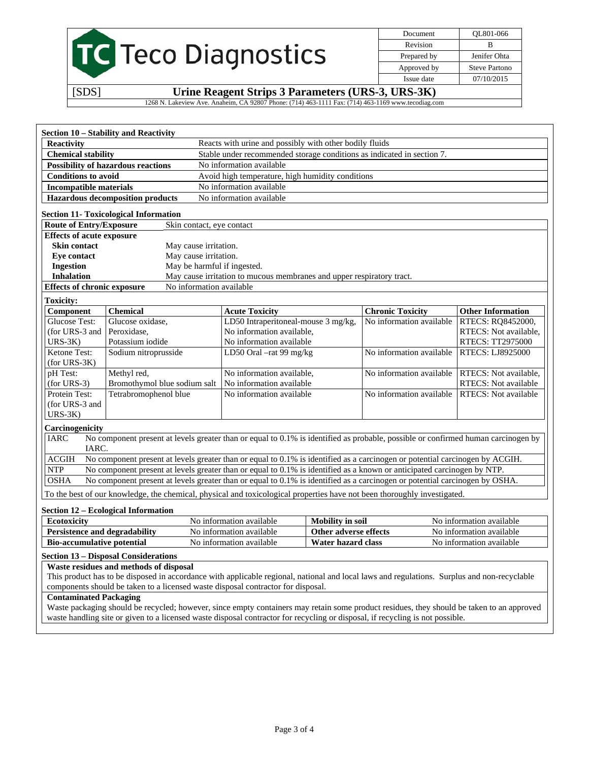## Section 10 – Stability and Reactivity

| | |
|---|---|
| **Reactivity** | Reacts with urine and possibly with other bodily fluids |
| **Chemical stability** | Stable under recommended storage conditions as indicated in section 7. |
| **Possibility of hazardous reactions** | No information available |
| **Conditions to avoid** | Avoid high temperature, high humidity conditions |
| **Incompatible materials** | No information available |
| **Hazardous decomposition products** | No information available |

## Section 11- Toxicological Information

| | |
|---|---|
| **Route of Entry/Exposure** | Skin contact, eye contact |
| **Effects of acute exposure** | |
| **Skin contact** | May cause irritation. |
| **Eye contact** | May cause irritation. |
| **Ingestion** | May be harmful if ingested. |
| **Inhalation** | May cause irritation to mucous membranes and upper respiratory tract. |
| **Effects of chronic exposure** | No information available |

**Toxicity:**

| Component | Chemical | Acute Toxicity | Chronic Toxicity | Other Information |
|---|---|---|---|---|
| Glucose Test: (for URS-3 and URS-3K) | Glucose oxidase, Peroxidase, Potassium iodide | LD50 Intraperitoneal-mouse 3 mg/kg, No information available, No information available | No information available | RTECS: RQ8452000, RTECS: Not available, RTECS: TT2975000 |
| Ketone Test: (for URS-3K) | Sodium nitroprusside | LD50 Oral –rat 99 mg/kg | No information available | RTECS: LJ8925000 |
| pH Test: (for URS-3) | Methyl red, Bromothymol blue sodium salt | No information available, No information available | No information available | RTECS: Not available, RTECS: Not available |
| Protein Test: (for URS-3 and URS-3K) | Tetrabromophenol blue | No information available | No information available | RTECS: Not available |

**Carcinogenicity**

| | |
|---|---|
| IARC | No component present at levels greater than or equal to 0.1% is identified as probable, possible or confirmed human carcinogen by IARC. |
| ACGIH | No component present at levels greater than or equal to 0.1% is identified as a carcinogen or potential carcinogen by ACGIH. |
| NTP | No component present at levels greater than or equal to 0.1% is identified as a known or anticipated carcinogen by NTP. |
| OSHA | No component present at levels greater than or equal to 0.1% is identified as a carcinogen or potential carcinogen by OSHA. |

To the best of our knowledge, the chemical, physical and toxicological properties have not been thoroughly investigated.

## Section 12 – Ecological Information

| | | | |
|---|---|---|---|
| **Ecotoxicity** | No information available | **Mobility in soil** | No information available |
| **Persistence and degradability** | No information available | **Other adverse effects** | No information available |
| **Bio-accumulative potential** | No information available | **Water hazard class** | No information available |

## Section 13 – Disposal Considerations

**Waste residues and methods of disposal**

This product has to be disposed in accordance with applicable regional, national and local laws and regulations. Surplus and non-recyclable components should be taken to a licensed waste disposal contractor for disposal.

**Contaminated Packaging**

Waste packaging should be recycled; however, since empty containers may retain some product residues, they should be taken to an approved waste handling site or given to a licensed waste disposal contractor for recycling or disposal, if recycling is not possible.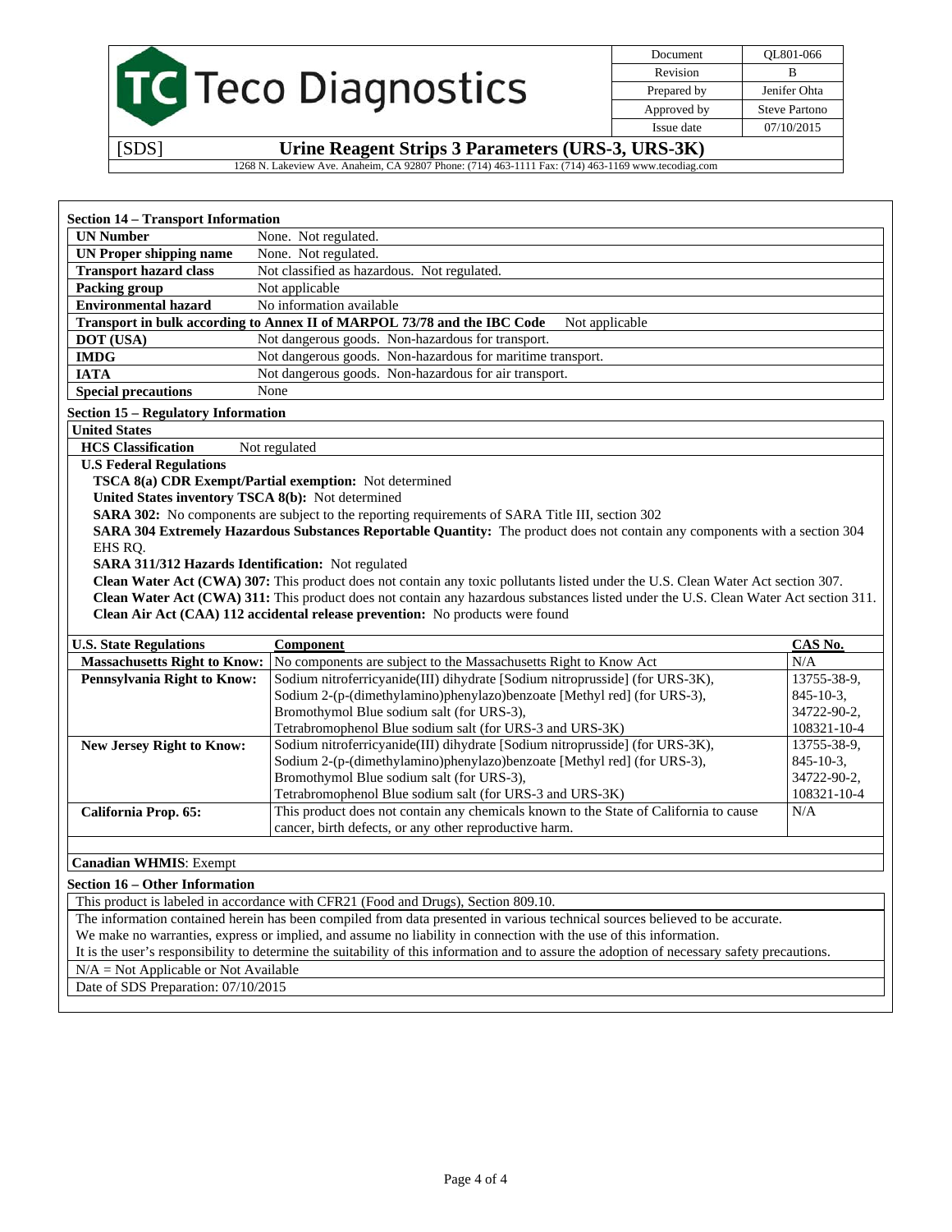## Section 14 – Transport Information

| | |
|---|---|
| **UN Number** | None. Not regulated. |
| **UN Proper shipping name** | None. Not regulated. |
| **Transport hazard class** | Not classified as hazardous. Not regulated. |
| **Packing group** | Not applicable |
| **Environmental hazard** | No information available |
| **Transport in bulk according to Annex II of MARPOL 73/78 and the IBC Code** | Not applicable |
| **DOT (USA)** | Not dangerous goods. Non-hazardous for transport. |
| **IMDG** | Not dangerous goods. Non-hazardous for maritime transport. |
| **IATA** | Not dangerous goods. Non-hazardous for air transport. |
| **Special precautions** | None |

## Section 15 – Regulatory Information

**United States**

**HCS Classification** Not regulated

**U.S Federal Regulations**

**TSCA 8(a) CDR Exempt/Partial exemption:** Not determined

**United States inventory TSCA 8(b):** Not determined

**SARA 302:** No components are subject to the reporting requirements of SARA Title III, section 302

**SARA 304 Extremely Hazardous Substances Reportable Quantity:** The product does not contain any components with a section 304 EHS RQ.

**SARA 311/312 Hazards Identification:** Not regulated

**Clean Water Act (CWA) 307:** This product does not contain any toxic pollutants listed under the U.S. Clean Water Act section 307.

**Clean Water Act (CWA) 311:** This product does not contain any hazardous substances listed under the U.S. Clean Water Act section 311.

**Clean Air Act (CAA) 112 accidental release prevention:** No products were found

| **U.S. State Regulations** | **Component** | **CAS No.** |
|---|---|---|
| **Massachusetts Right to Know:** | No components are subject to the Massachusetts Right to Know Act | N/A |
| **Pennsylvania Right to Know:** | Sodium nitroferricyanide(III) dihydrate [Sodium nitroprusside] (for URS-3K), Sodium 2-(p-(dimethylamino)phenylazo)benzoate [Methyl red] (for URS-3), Bromothymol Blue sodium salt (for URS-3), Tetrabromophenol Blue sodium salt (for URS-3 and URS-3K) | 13755-38-9, 845-10-3, 34722-90-2, 108321-10-4 |
| **New Jersey Right to Know:** | Sodium nitroferricyanide(III) dihydrate [Sodium nitroprusside] (for URS-3K), Sodium 2-(p-(dimethylamino)phenylazo)benzoate [Methyl red] (for URS-3), Bromothymol Blue sodium salt (for URS-3), Tetrabromophenol Blue sodium salt (for URS-3 and URS-3K) | 13755-38-9, 845-10-3, 34722-90-2, 108321-10-4 |
| **California Prop. 65:** | This product does not contain any chemicals known to the State of California to cause cancer, birth defects, or any other reproductive harm. | N/A |

**Canadian WHMIS**: Exempt

## Section 16 – Other Information

This product is labeled in accordance with CFR21 (Food and Drugs), Section 809.10.

The information contained herein has been compiled from data presented in various technical sources believed to be accurate.
We make no warranties, express or implied, and assume no liability in connection with the use of this information.
It is the user's responsibility to determine the suitability of this information and to assure the adoption of necessary safety precautions.

N/A = Not Applicable or Not Available

Date of SDS Preparation: 07/10/2015